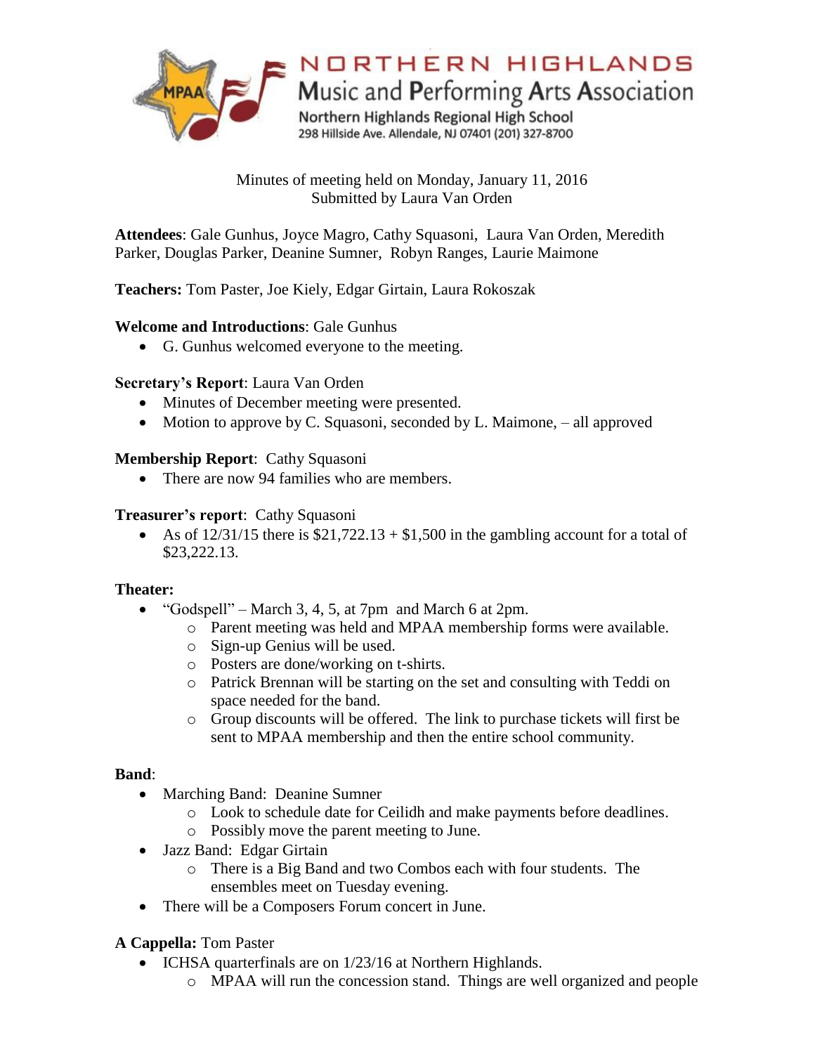# NORTHERN HIGHLANDS
## Music and Performing Arts Association

Northern Highlands Regional High School
298 Hillside Ave. Allendale, NJ 07401 (201) 327-8700

Minutes of meeting held on Monday, January 11, 2016
Submitted by Laura Van Orden

**Attendees**: Gale Gunhus, Joyce Magro, Cathy Squasoni, Laura Van Orden, Meredith Parker, Douglas Parker, Deanine Sumner, Robyn Ranges, Laurie Maimone

**Teachers:** Tom Paster, Joe Kiely, Edgar Girtain, Laura Rokoszak

**Welcome and Introductions**: Gale Gunhus

- G. Gunhus welcomed everyone to the meeting.

**Secretary's Report**: Laura Van Orden

- Minutes of December meeting were presented.
- Motion to approve by C. Squasoni, seconded by L. Maimone, – all approved

**Membership Report**: Cathy Squasoni

- There are now 94 families who are members.

**Treasurer's report**: Cathy Squasoni

- As of 12/31/15 there is $21,722.13 + $1,500 in the gambling account for a total of $23,222.13.

**Theater:**

- "Godspell" – March 3, 4, 5, at 7pm and March 6 at 2pm.
  - Parent meeting was held and MPAA membership forms were available.
  - Sign-up Genius will be used.
  - Posters are done/working on t-shirts.
  - Patrick Brennan will be starting on the set and consulting with Teddi on space needed for the band.
  - Group discounts will be offered. The link to purchase tickets will first be sent to MPAA membership and then the entire school community.

**Band**:

- Marching Band: Deanine Sumner
  - Look to schedule date for Ceilidh and make payments before deadlines.
  - Possibly move the parent meeting to June.
- Jazz Band: Edgar Girtain
  - There is a Big Band and two Combos each with four students. The ensembles meet on Tuesday evening.
- There will be a Composers Forum concert in June.

**A Cappella:** Tom Paster

- ICHSA quarterfinals are on 1/23/16 at Northern Highlands.
  - MPAA will run the concession stand. Things are well organized and people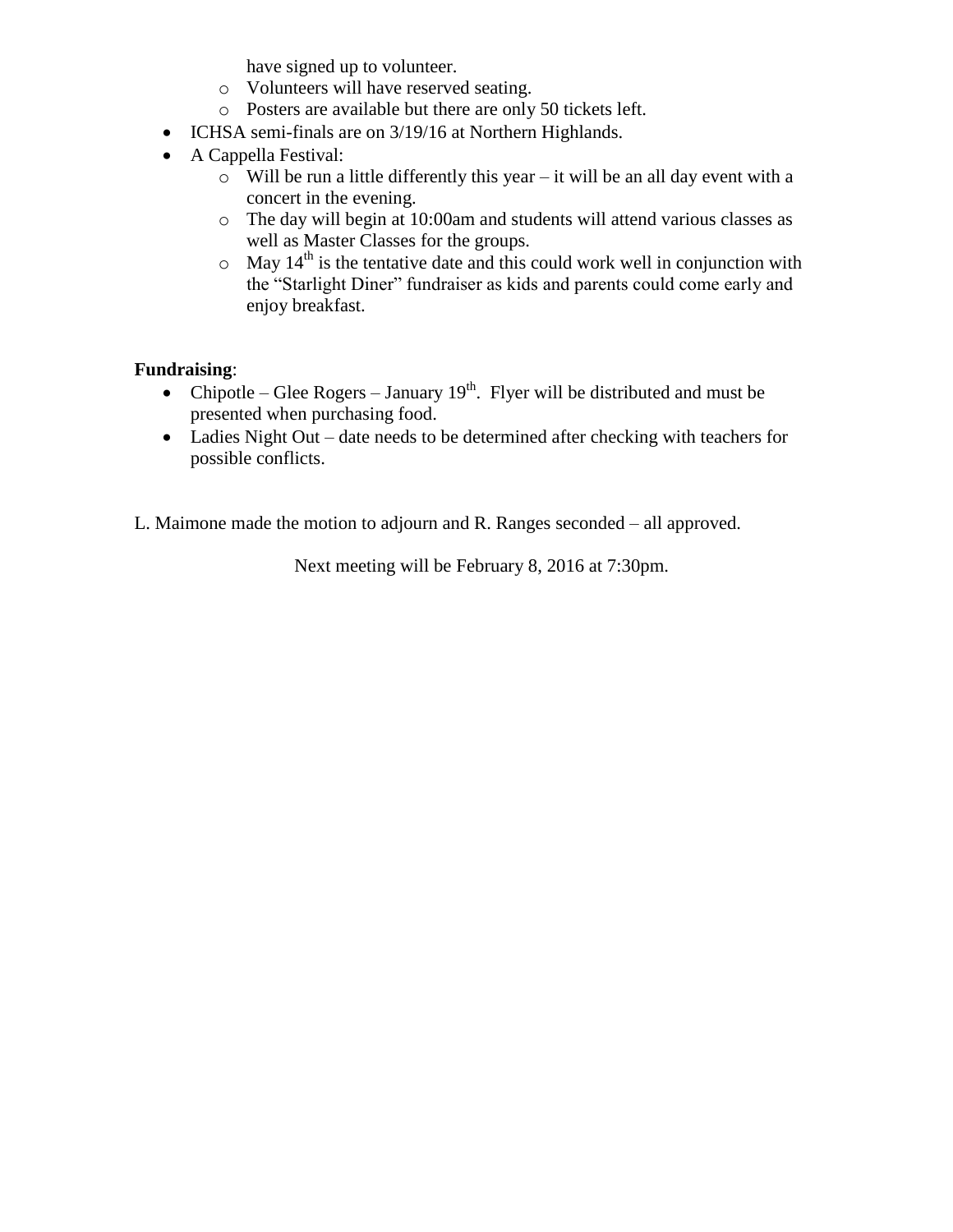have signed up to volunteer.

  - Volunteers will have reserved seating.
  - Posters are available but there are only 50 tickets left.
- ICHSA semi-finals are on 3/19/16 at Northern Highlands.
- A Cappella Festival:
  - Will be run a little differently this year – it will be an all day event with a concert in the evening.
  - The day will begin at 10:00am and students will attend various classes as well as Master Classes for the groups.
  - May 14th is the tentative date and this could work well in conjunction with the "Starlight Diner" fundraiser as kids and parents could come early and enjoy breakfast.

**Fundraising**:

- Chipotle – Glee Rogers – January 19th. Flyer will be distributed and must be presented when purchasing food.
- Ladies Night Out – date needs to be determined after checking with teachers for possible conflicts.

L. Maimone made the motion to adjourn and R. Ranges seconded – all approved.

Next meeting will be February 8, 2016 at 7:30pm.